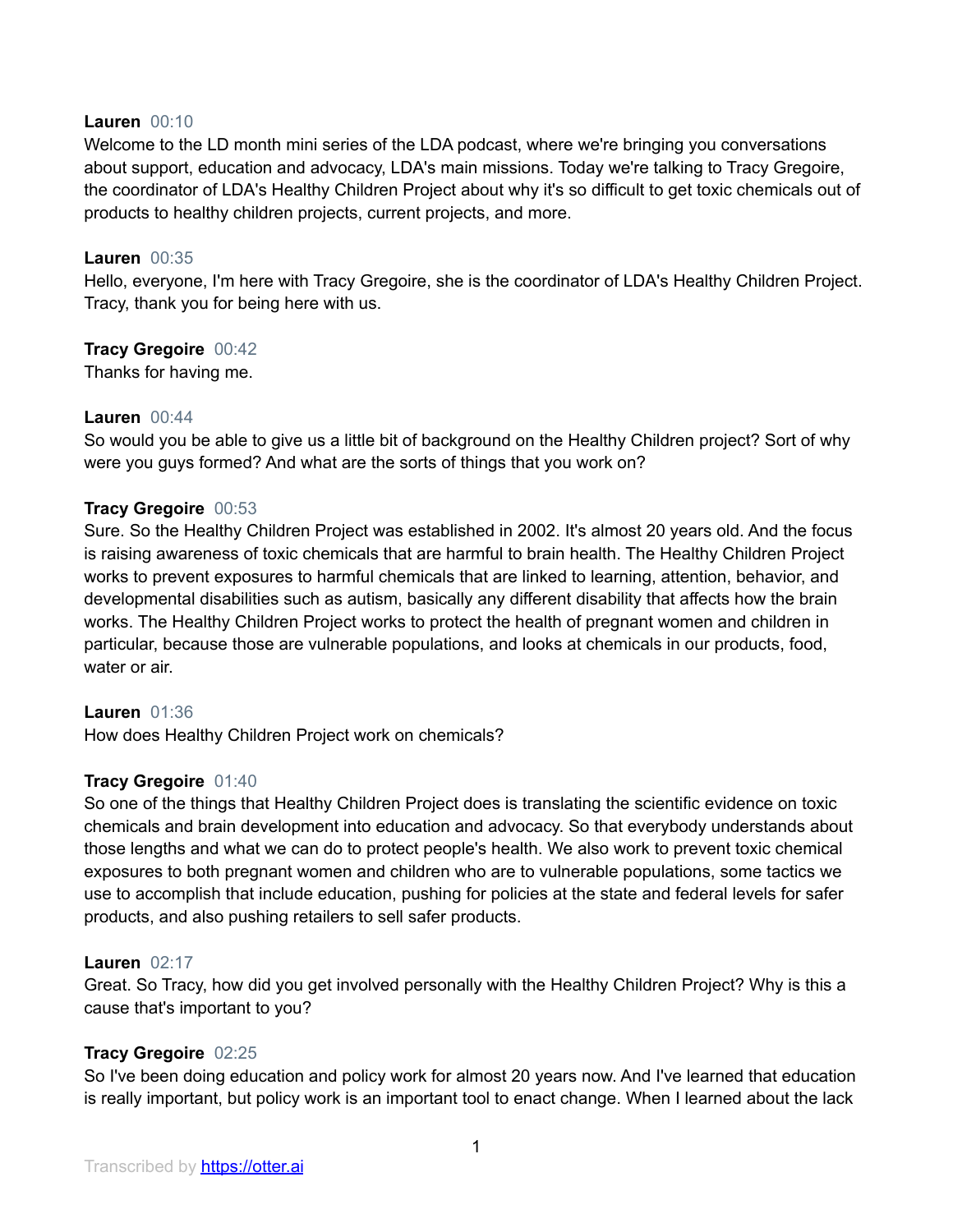**Lauren** 00:10
Welcome to the LD month mini series of the LDA podcast, where we're bringing you conversations about support, education and advocacy, LDA's main missions. Today we're talking to Tracy Gregoire, the coordinator of LDA's Healthy Children Project about why it's so difficult to get toxic chemicals out of products to healthy children projects, current projects, and more.

**Lauren** 00:35
Hello, everyone, I'm here with Tracy Gregoire, she is the coordinator of LDA's Healthy Children Project. Tracy, thank you for being here with us.

**Tracy Gregoire** 00:42
Thanks for having me.

**Lauren** 00:44
So would you be able to give us a little bit of background on the Healthy Children project? Sort of why were you guys formed? And what are the sorts of things that you work on?

**Tracy Gregoire** 00:53
Sure. So the Healthy Children Project was established in 2002. It's almost 20 years old. And the focus is raising awareness of toxic chemicals that are harmful to brain health. The Healthy Children Project works to prevent exposures to harmful chemicals that are linked to learning, attention, behavior, and developmental disabilities such as autism, basically any different disability that affects how the brain works. The Healthy Children Project works to protect the health of pregnant women and children in particular, because those are vulnerable populations, and looks at chemicals in our products, food, water or air.

**Lauren** 01:36
How does Healthy Children Project work on chemicals?

**Tracy Gregoire** 01:40
So one of the things that Healthy Children Project does is translating the scientific evidence on toxic chemicals and brain development into education and advocacy. So that everybody understands about those lengths and what we can do to protect people's health. We also work to prevent toxic chemical exposures to both pregnant women and children who are to vulnerable populations, some tactics we use to accomplish that include education, pushing for policies at the state and federal levels for safer products, and also pushing retailers to sell safer products.

**Lauren** 02:17
Great. So Tracy, how did you get involved personally with the Healthy Children Project? Why is this a cause that's important to you?

**Tracy Gregoire** 02:25
So I've been doing education and policy work for almost 20 years now. And I've learned that education is really important, but policy work is an important tool to enact change. When I learned about the lack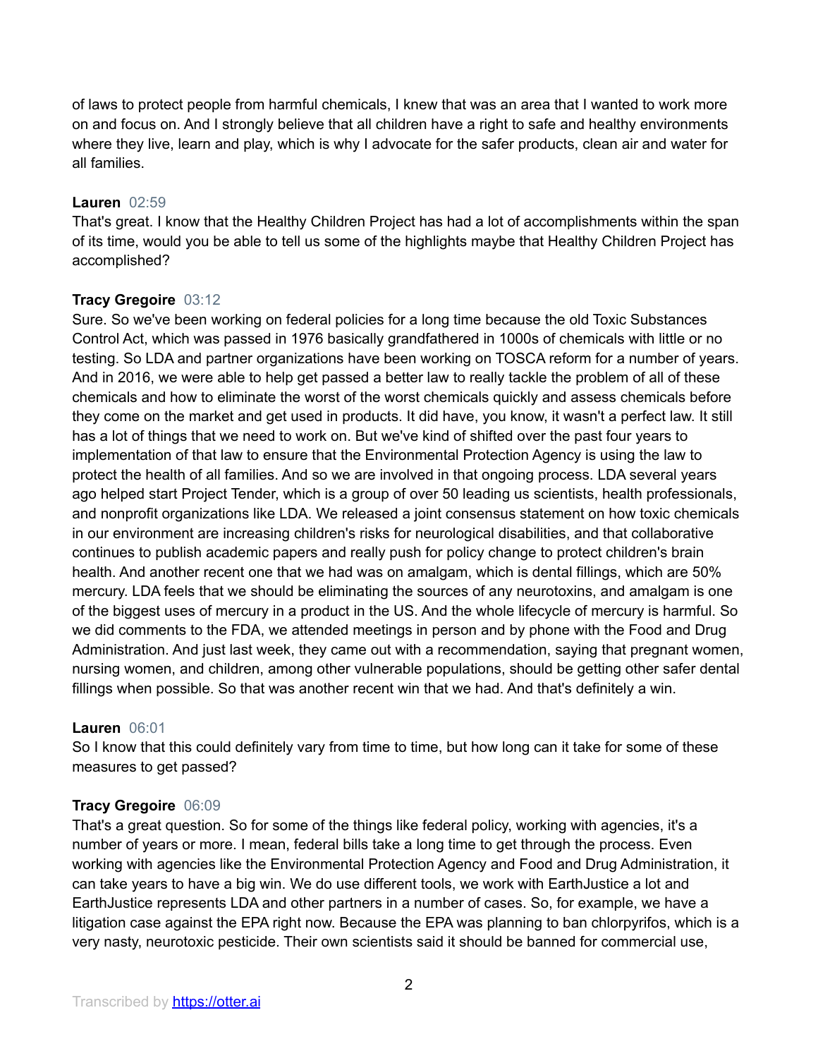of laws to protect people from harmful chemicals, I knew that was an area that I wanted to work more on and focus on. And I strongly believe that all children have a right to safe and healthy environments where they live, learn and play, which is why I advocate for the safer products, clean air and water for all families.

**Lauren** 02:59
That's great. I know that the Healthy Children Project has had a lot of accomplishments within the span of its time, would you be able to tell us some of the highlights maybe that Healthy Children Project has accomplished?

**Tracy Gregoire** 03:12
Sure. So we've been working on federal policies for a long time because the old Toxic Substances Control Act, which was passed in 1976 basically grandfathered in 1000s of chemicals with little or no testing. So LDA and partner organizations have been working on TOSCA reform for a number of years. And in 2016, we were able to help get passed a better law to really tackle the problem of all of these chemicals and how to eliminate the worst of the worst chemicals quickly and assess chemicals before they come on the market and get used in products. It did have, you know, it wasn't a perfect law. It still has a lot of things that we need to work on. But we've kind of shifted over the past four years to implementation of that law to ensure that the Environmental Protection Agency is using the law to protect the health of all families. And so we are involved in that ongoing process. LDA several years ago helped start Project Tender, which is a group of over 50 leading us scientists, health professionals, and nonprofit organizations like LDA. We released a joint consensus statement on how toxic chemicals in our environment are increasing children's risks for neurological disabilities, and that collaborative continues to publish academic papers and really push for policy change to protect children's brain health. And another recent one that we had was on amalgam, which is dental fillings, which are 50% mercury. LDA feels that we should be eliminating the sources of any neurotoxins, and amalgam is one of the biggest uses of mercury in a product in the US. And the whole lifecycle of mercury is harmful. So we did comments to the FDA, we attended meetings in person and by phone with the Food and Drug Administration. And just last week, they came out with a recommendation, saying that pregnant women, nursing women, and children, among other vulnerable populations, should be getting other safer dental fillings when possible. So that was another recent win that we had. And that's definitely a win.

**Lauren** 06:01
So I know that this could definitely vary from time to time, but how long can it take for some of these measures to get passed?

**Tracy Gregoire** 06:09
That's a great question. So for some of the things like federal policy, working with agencies, it's a number of years or more. I mean, federal bills take a long time to get through the process. Even working with agencies like the Environmental Protection Agency and Food and Drug Administration, it can take years to have a big win. We do use different tools, we work with EarthJustice a lot and EarthJustice represents LDA and other partners in a number of cases. So, for example, we have a litigation case against the EPA right now. Because the EPA was planning to ban chlorpyrifos, which is a very nasty, neurotoxic pesticide. Their own scientists said it should be banned for commercial use,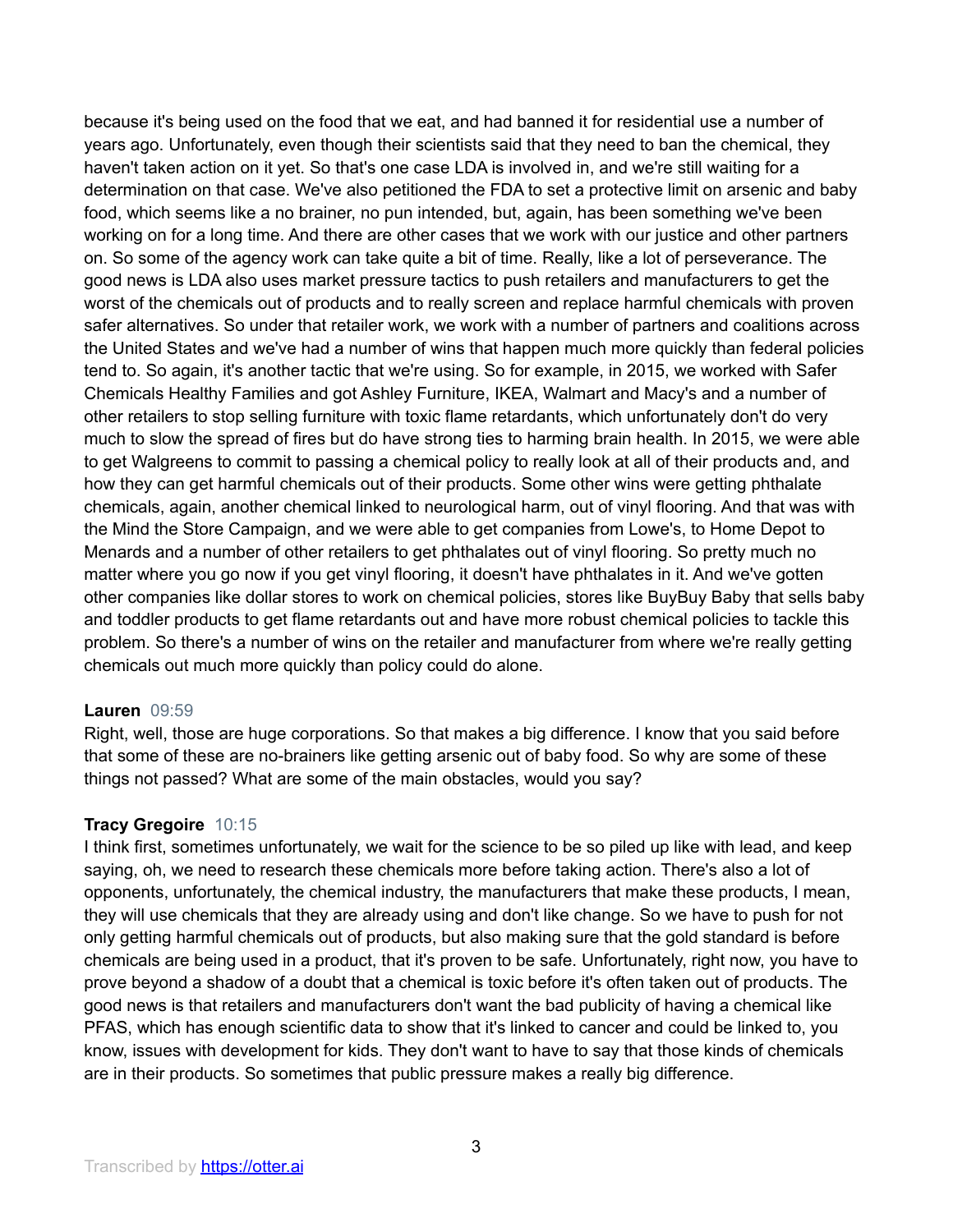because it's being used on the food that we eat, and had banned it for residential use a number of years ago. Unfortunately, even though their scientists said that they need to ban the chemical, they haven't taken action on it yet. So that's one case LDA is involved in, and we're still waiting for a determination on that case. We've also petitioned the FDA to set a protective limit on arsenic and baby food, which seems like a no brainer, no pun intended, but, again, has been something we've been working on for a long time. And there are other cases that we work with our justice and other partners on. So some of the agency work can take quite a bit of time. Really, like a lot of perseverance. The good news is LDA also uses market pressure tactics to push retailers and manufacturers to get the worst of the chemicals out of products and to really screen and replace harmful chemicals with proven safer alternatives. So under that retailer work, we work with a number of partners and coalitions across the United States and we've had a number of wins that happen much more quickly than federal policies tend to. So again, it's another tactic that we're using. So for example, in 2015, we worked with Safer Chemicals Healthy Families and got Ashley Furniture, IKEA, Walmart and Macy's and a number of other retailers to stop selling furniture with toxic flame retardants, which unfortunately don't do very much to slow the spread of fires but do have strong ties to harming brain health. In 2015, we were able to get Walgreens to commit to passing a chemical policy to really look at all of their products and, and how they can get harmful chemicals out of their products. Some other wins were getting phthalate chemicals, again, another chemical linked to neurological harm, out of vinyl flooring. And that was with the Mind the Store Campaign, and we were able to get companies from Lowe's, to Home Depot to Menards and a number of other retailers to get phthalates out of vinyl flooring. So pretty much no matter where you go now if you get vinyl flooring, it doesn't have phthalates in it. And we've gotten other companies like dollar stores to work on chemical policies, stores like BuyBuy Baby that sells baby and toddler products to get flame retardants out and have more robust chemical policies to tackle this problem. So there's a number of wins on the retailer and manufacturer from where we're really getting chemicals out much more quickly than policy could do alone.

**Lauren** 09:59

Right, well, those are huge corporations. So that makes a big difference. I know that you said before that some of these are no-brainers like getting arsenic out of baby food. So why are some of these things not passed? What are some of the main obstacles, would you say?

**Tracy Gregoire** 10:15

I think first, sometimes unfortunately, we wait for the science to be so piled up like with lead, and keep saying, oh, we need to research these chemicals more before taking action. There's also a lot of opponents, unfortunately, the chemical industry, the manufacturers that make these products, I mean, they will use chemicals that they are already using and don't like change. So we have to push for not only getting harmful chemicals out of products, but also making sure that the gold standard is before chemicals are being used in a product, that it's proven to be safe. Unfortunately, right now, you have to prove beyond a shadow of a doubt that a chemical is toxic before it's often taken out of products. The good news is that retailers and manufacturers don't want the bad publicity of having a chemical like PFAS, which has enough scientific data to show that it's linked to cancer and could be linked to, you know, issues with development for kids. They don't want to have to say that those kinds of chemicals are in their products. So sometimes that public pressure makes a really big difference.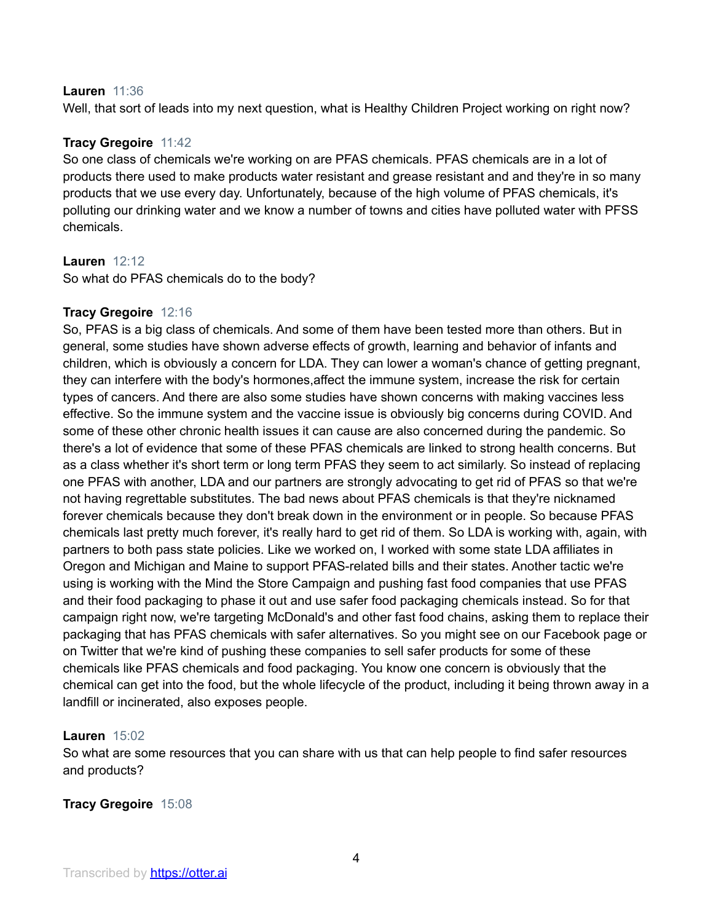**Lauren** 11:36
Well, that sort of leads into my next question, what is Healthy Children Project working on right now?

**Tracy Gregoire** 11:42
So one class of chemicals we're working on are PFAS chemicals. PFAS chemicals are in a lot of products there used to make products water resistant and grease resistant and and they're in so many products that we use every day. Unfortunately, because of the high volume of PFAS chemicals, it's polluting our drinking water and we know a number of towns and cities have polluted water with PFSS chemicals.

**Lauren** 12:12
So what do PFAS chemicals do to the body?

**Tracy Gregoire** 12:16
So, PFAS is a big class of chemicals. And some of them have been tested more than others. But in general, some studies have shown adverse effects of growth, learning and behavior of infants and children, which is obviously a concern for LDA. They can lower a woman's chance of getting pregnant, they can interfere with the body's hormones,affect the immune system, increase the risk for certain types of cancers. And there are also some studies have shown concerns with making vaccines less effective. So the immune system and the vaccine issue is obviously big concerns during COVID. And some of these other chronic health issues it can cause are also concerned during the pandemic. So there's a lot of evidence that some of these PFAS chemicals are linked to strong health concerns. But as a class whether it's short term or long term PFAS they seem to act similarly. So instead of replacing one PFAS with another, LDA and our partners are strongly advocating to get rid of PFAS so that we're not having regrettable substitutes. The bad news about PFAS chemicals is that they're nicknamed forever chemicals because they don't break down in the environment or in people. So because PFAS chemicals last pretty much forever, it's really hard to get rid of them. So LDA is working with, again, with partners to both pass state policies. Like we worked on, I worked with some state LDA affiliates in Oregon and Michigan and Maine to support PFAS-related bills and their states. Another tactic we're using is working with the Mind the Store Campaign and pushing fast food companies that use PFAS and their food packaging to phase it out and use safer food packaging chemicals instead. So for that campaign right now, we're targeting McDonald's and other fast food chains, asking them to replace their packaging that has PFAS chemicals with safer alternatives. So you might see on our Facebook page or on Twitter that we're kind of pushing these companies to sell safer products for some of these chemicals like PFAS chemicals and food packaging. You know one concern is obviously that the chemical can get into the food, but the whole lifecycle of the product, including it being thrown away in a landfill or incinerated, also exposes people.

**Lauren** 15:02
So what are some resources that you can share with us that can help people to find safer resources and products?

**Tracy Gregoire** 15:08

Transcribed by https://otter.ai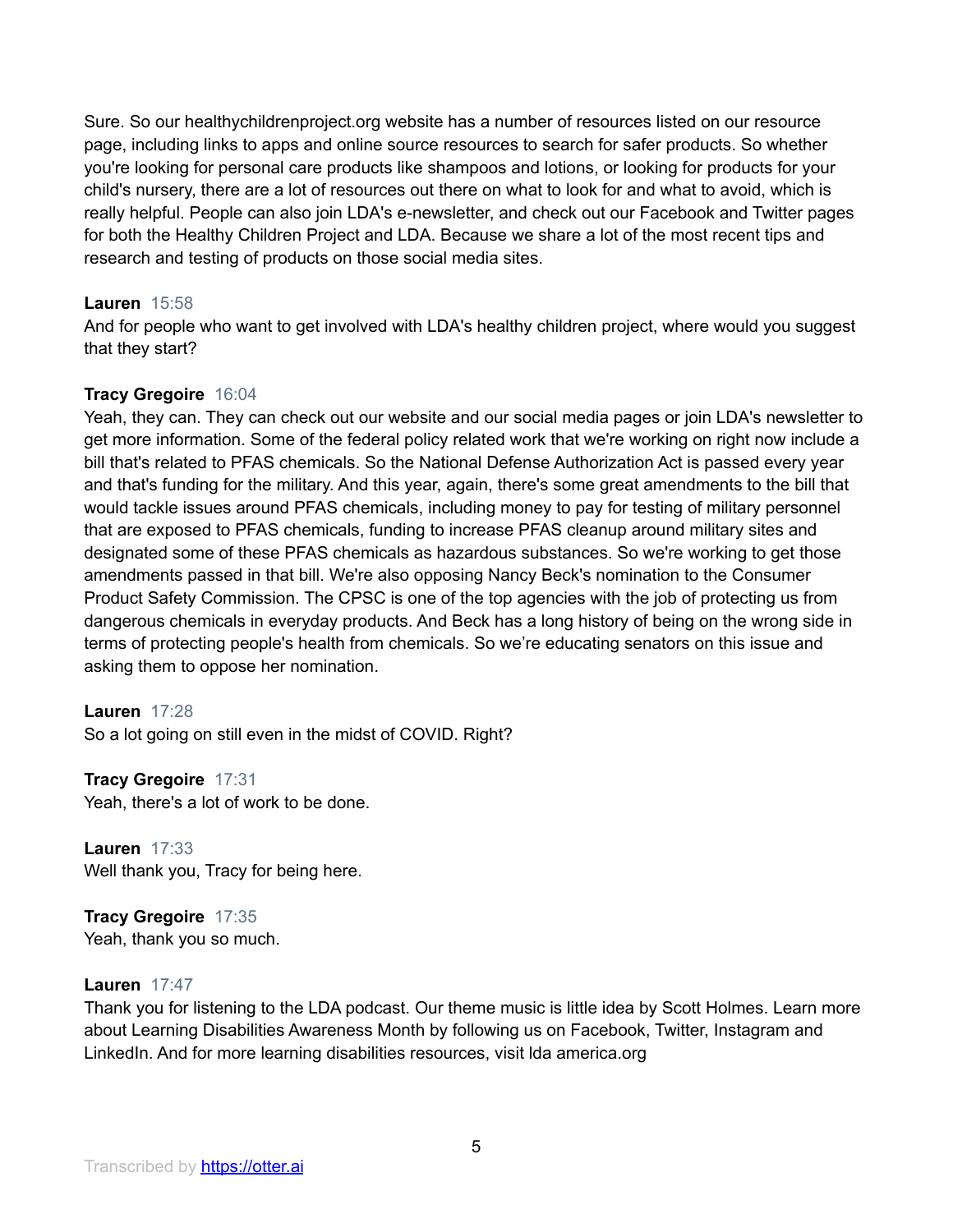Sure. So our healthychildrenproject.org website has a number of resources listed on our resource page, including links to apps and online source resources to search for safer products. So whether you're looking for personal care products like shampoos and lotions, or looking for products for your child's nursery, there are a lot of resources out there on what to look for and what to avoid, which is really helpful. People can also join LDA's e-newsletter, and check out our Facebook and Twitter pages for both the Healthy Children Project and LDA. Because we share a lot of the most recent tips and research and testing of products on those social media sites.

**Lauren** 15:58
And for people who want to get involved with LDA's healthy children project, where would you suggest that they start?

**Tracy Gregoire** 16:04
Yeah, they can. They can check out our website and our social media pages or join LDA's newsletter to get more information. Some of the federal policy related work that we're working on right now include a bill that's related to PFAS chemicals. So the National Defense Authorization Act is passed every year and that's funding for the military. And this year, again, there's some great amendments to the bill that would tackle issues around PFAS chemicals, including money to pay for testing of military personnel that are exposed to PFAS chemicals, funding to increase PFAS cleanup around military sites and designated some of these PFAS chemicals as hazardous substances. So we're working to get those amendments passed in that bill. We're also opposing Nancy Beck's nomination to the Consumer Product Safety Commission. The CPSC is one of the top agencies with the job of protecting us from dangerous chemicals in everyday products. And Beck has a long history of being on the wrong side in terms of protecting people's health from chemicals. So we're educating senators on this issue and asking them to oppose her nomination.

**Lauren** 17:28
So a lot going on still even in the midst of COVID. Right?

**Tracy Gregoire** 17:31
Yeah, there's a lot of work to be done.

**Lauren** 17:33
Well thank you, Tracy for being here.

**Tracy Gregoire** 17:35
Yeah, thank you so much.

**Lauren** 17:47
Thank you for listening to the LDA podcast. Our theme music is little idea by Scott Holmes. Learn more about Learning Disabilities Awareness Month by following us on Facebook, Twitter, Instagram and LinkedIn. And for more learning disabilities resources, visit lda america.org

Transcribed by https://otter.ai